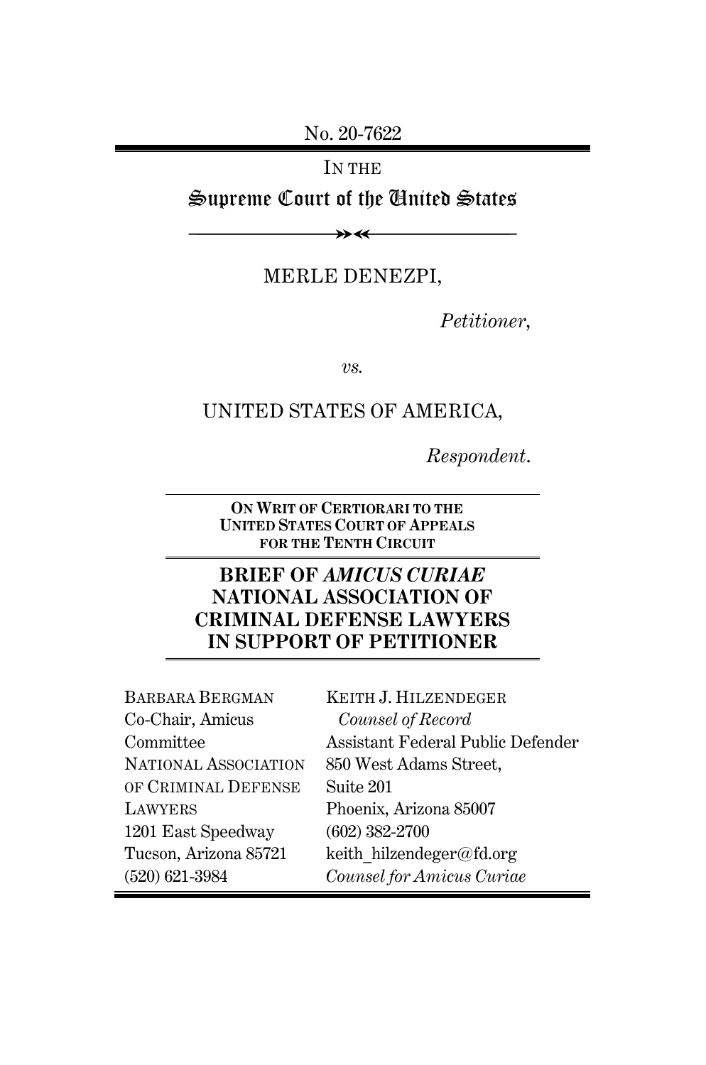No. 20-7622

IN THE

# Supreme Court of the United States

MERLE DENEZPI,

*Petitioner*,

*vs.*

UNITED STATES OF AMERICA,

*Respondent*.

**ON WRIT OF CERTIORARI TO THE UNITED STATES COURT OF APPEALS FOR THE TENTH CIRCUIT**

## BRIEF OF *AMICUS CURIAE* NATIONAL ASSOCIATION OF CRIMINAL DEFENSE LAWYERS IN SUPPORT OF PETITIONER

BARBARA BERGMAN
Co-Chair, Amicus Committee
NATIONAL ASSOCIATION OF CRIMINAL DEFENSE LAWYERS
1201 East Speedway
Tucson, Arizona 85721
(520) 621-3984

KEITH J. HILZENDEGER
*Counsel of Record*
Assistant Federal Public Defender
850 West Adams Street, Suite 201
Phoenix, Arizona 85007
(602) 382-2700
keith_hilzendeger@fd.org
*Counsel for Amicus Curiae*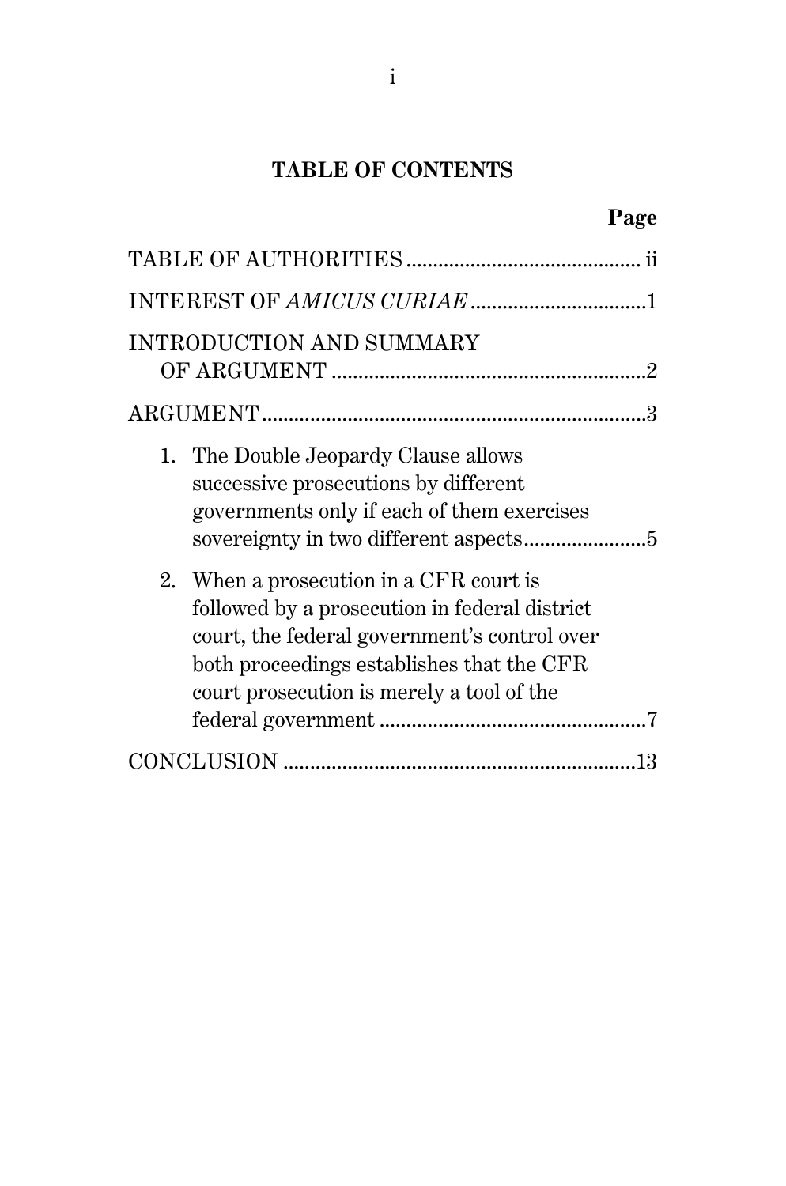## TABLE OF CONTENTS

| | Page |
|---|---|
| TABLE OF AUTHORITIES | ii |
| INTEREST OF *AMICUS CURIAE* | 1 |
| INTRODUCTION AND SUMMARY OF ARGUMENT | 2 |
| ARGUMENT | 3 |
| 1. The Double Jeopardy Clause allows successive prosecutions by different governments only if each of them exercises sovereignty in two different aspects | 5 |
| 2. When a prosecution in a CFR court is followed by a prosecution in federal district court, the federal government's control over both proceedings establishes that the CFR court prosecution is merely a tool of the federal government | 7 |
| CONCLUSION | 13 |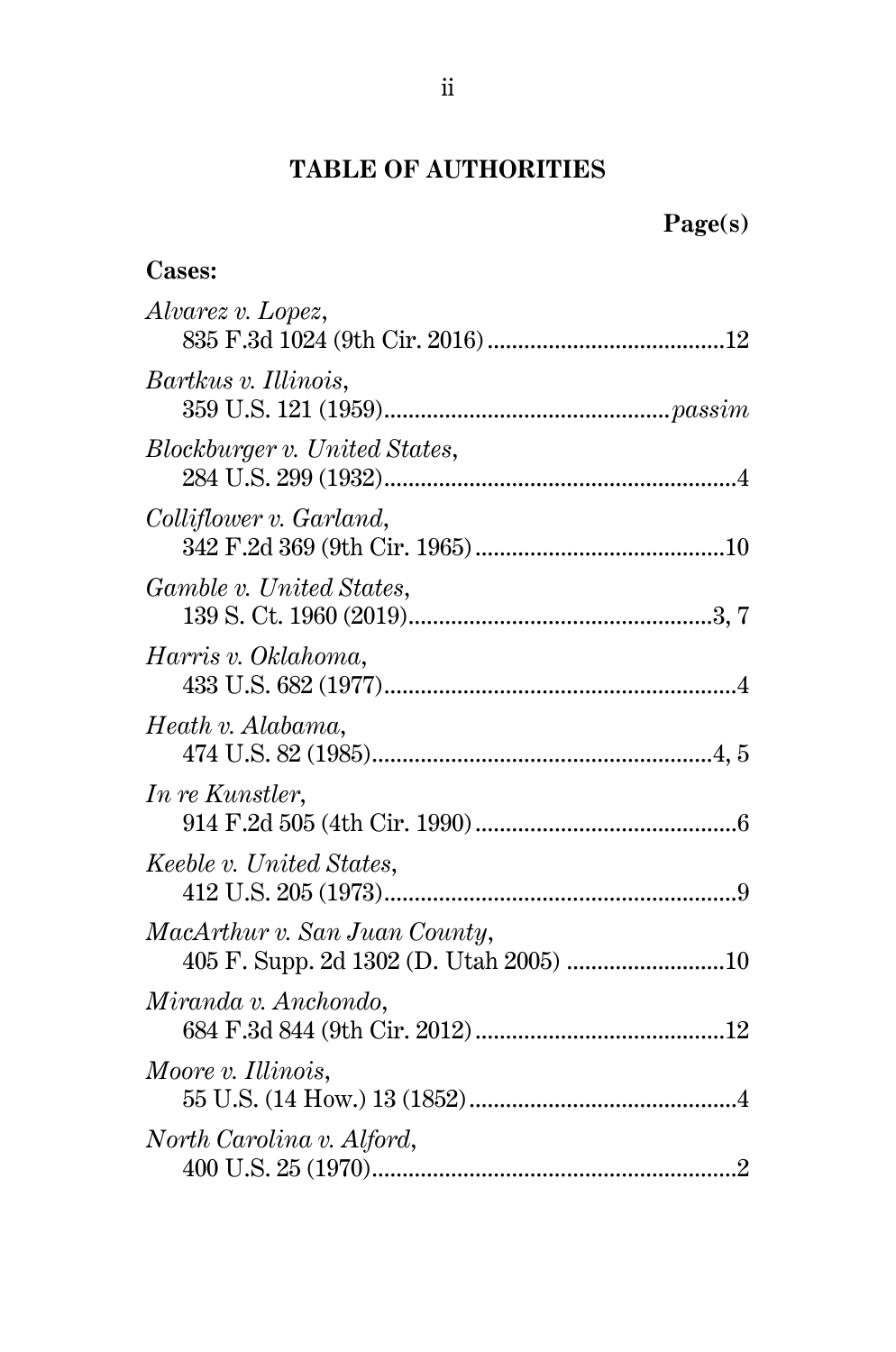## TABLE OF AUTHORITIES

**Page(s)**

**Cases:**

*Alvarez v. Lopez*,
835 F.3d 1024 (9th Cir. 2016) .......................................12

*Bartkus v. Illinois*,
359 U.S. 121 (1959)...............................................*passim*

*Blockburger v. United States*,
284 U.S. 299 (1932)..........................................................4

*Colliflower v. Garland*,
342 F.2d 369 (9th Cir. 1965) .........................................10

*Gamble v. United States*,
139 S. Ct. 1960 (2019)..................................................3, 7

*Harris v. Oklahoma*,
433 U.S. 682 (1977)..........................................................4

*Heath v. Alabama*,
474 U.S. 82 (1985)........................................................4, 5

*In re Kunstler*,
914 F.2d 505 (4th Cir. 1990) ...........................................6

*Keeble v. United States*,
412 U.S. 205 (1973)..........................................................9

*MacArthur v. San Juan County*,
405 F. Supp. 2d 1302 (D. Utah 2005) ..........................10

*Miranda v. Anchondo*,
684 F.3d 844 (9th Cir. 2012) .........................................12

*Moore v. Illinois*,
55 U.S. (14 How.) 13 (1852) ............................................4

*North Carolina v. Alford*,
400 U.S. 25 (1970)............................................................2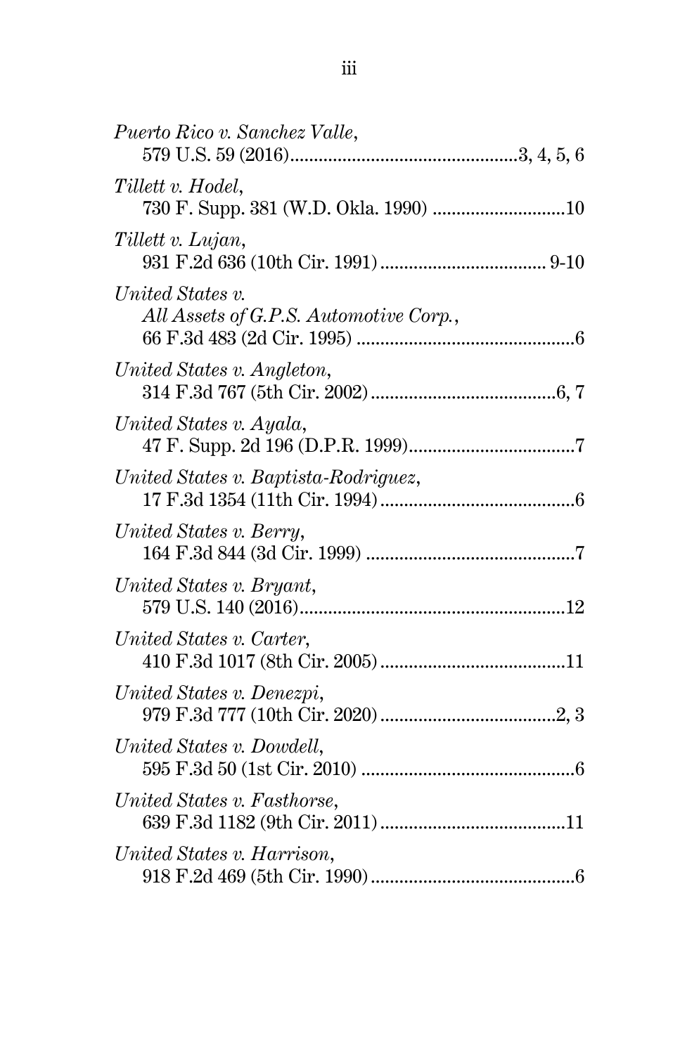*Puerto Rico v. Sanchez Valle*,
579 U.S. 59 (2016)................................................3, 4, 5, 6

*Tillett v. Hodel*,
730 F. Supp. 381 (W.D. Okla. 1990) ...........................10

*Tillett v. Lujan*,
931 F.2d 636 (10th Cir. 1991).................................. 9-10

*United States v. All Assets of G.P.S. Automotive Corp.*,
66 F.3d 483 (2d Cir. 1995) .............................................6

*United States v. Angleton*,
314 F.3d 767 (5th Cir. 2002).......................................6, 7

*United States v. Ayala*,
47 F. Supp. 2d 196 (D.P.R. 1999)..................................7

*United States v. Baptista-Rodriguez*,
17 F.3d 1354 (11th Cir. 1994).........................................6

*United States v. Berry*,
164 F.3d 844 (3d Cir. 1999) ............................................7

*United States v. Bryant*,
579 U.S. 140 (2016)........................................................12

*United States v. Carter*,
410 F.3d 1017 (8th Cir. 2005).......................................11

*United States v. Denezpi*,
979 F.3d 777 (10th Cir. 2020).....................................2, 3

*United States v. Dowdell*,
595 F.3d 50 (1st Cir. 2010) .............................................6

*United States v. Fasthorse*,
639 F.3d 1182 (9th Cir. 2011).......................................11

*United States v. Harrison*,
918 F.2d 469 (5th Cir. 1990)...........................................6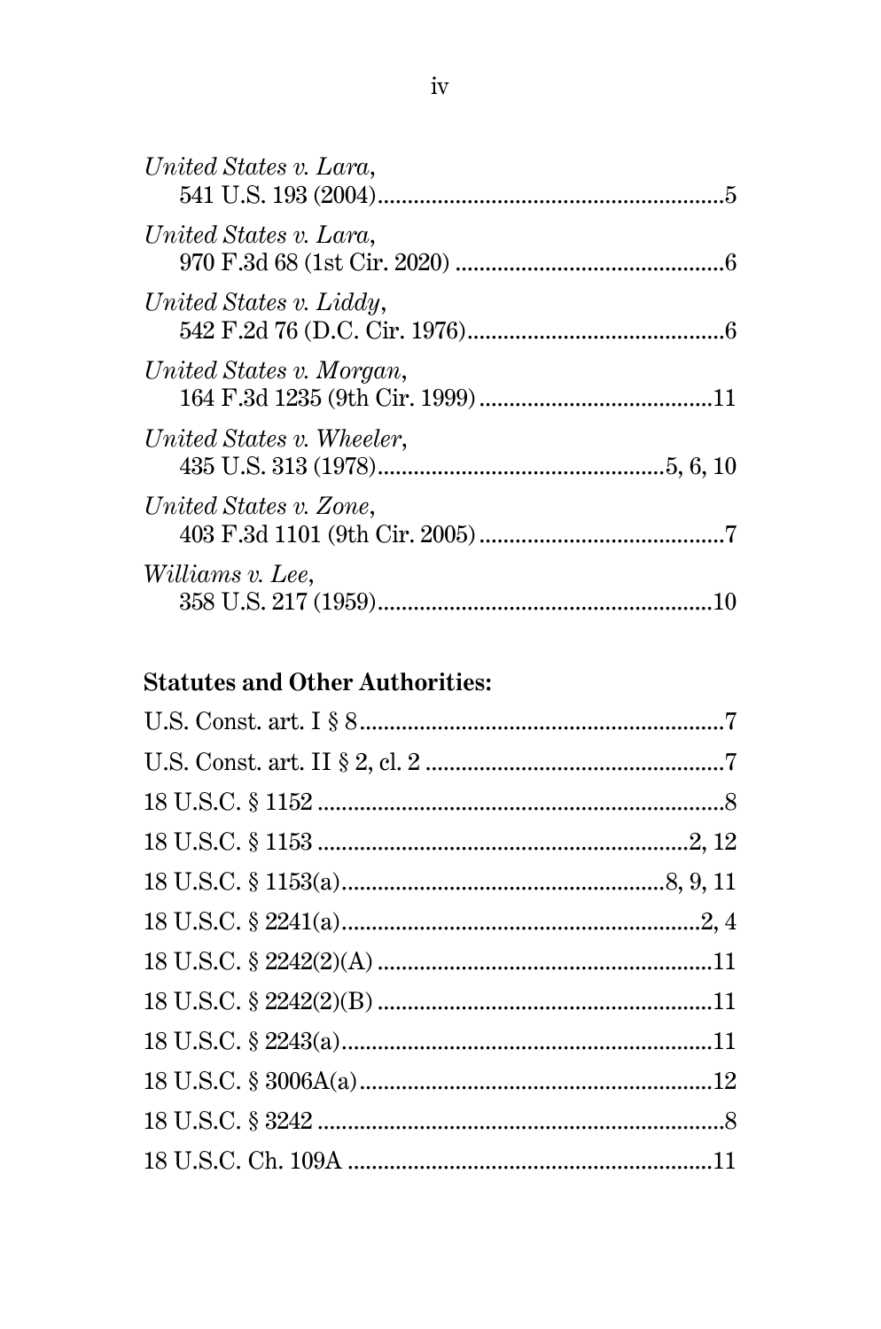*United States v. Lara*,
541 U.S. 193 (2004)..........................................................5

*United States v. Lara*,
970 F.3d 68 (1st Cir. 2020) .............................................6

*United States v. Liddy*,
542 F.2d 76 (D.C. Cir. 1976)...........................................6

*United States v. Morgan*,
164 F.3d 1235 (9th Cir. 1999) .......................................11

*United States v. Wheeler*,
435 U.S. 313 (1978)..............................................5, 6, 10

*United States v. Zone*,
403 F.3d 1101 (9th Cir. 2005) .........................................7

*Williams v. Lee*,
358 U.S. 217 (1959)........................................................10

**Statutes and Other Authorities:**

U.S. Const. art. I § 8.............................................................7

U.S. Const. art. II § 2, cl. 2 ..................................................7

18 U.S.C. § 1152 ....................................................................8

18 U.S.C. § 1153 ...............................................................2, 12

18 U.S.C. § 1153(a)......................................................8, 9, 11

18 U.S.C. § 2241(a)...........................................................2, 4

18 U.S.C. § 2242(2)(A) ........................................................11

18 U.S.C. § 2242(2)(B) ........................................................11

18 U.S.C. § 2243(a)...............................................................11

18 U.S.C. § 3006A(a)...........................................................12

18 U.S.C. § 3242 .....................................................................8

18 U.S.C. Ch. 109A .............................................................11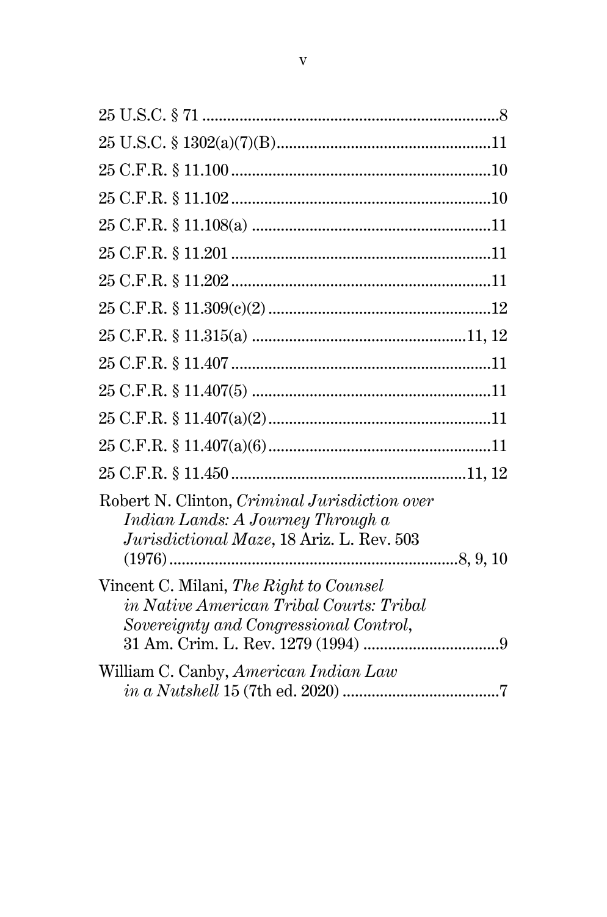25 U.S.C. § 71 ........................................................................8

25 U.S.C. § 1302(a)(7)(B)....................................................11

25 C.F.R. § 11.100 ...............................................................10

25 C.F.R. § 11.102 ...............................................................10

25 C.F.R. § 11.108(a) ..........................................................11

25 C.F.R. § 11.201 ...............................................................11

25 C.F.R. § 11.202 ...............................................................11

25 C.F.R. § 11.309(c)(2) ......................................................12

25 C.F.R. § 11.315(a) ....................................................11, 12

25 C.F.R. § 11.407 ...............................................................11

25 C.F.R. § 11.407(5) ..........................................................11

25 C.F.R. § 11.407(a)(2) ......................................................11

25 C.F.R. § 11.407(a)(6) ......................................................11

25 C.F.R. § 11.450 .........................................................11, 12

Robert N. Clinton, *Criminal Jurisdiction over Indian Lands: A Journey Through a Jurisdictional Maze*, 18 Ariz. L. Rev. 503 (1976) ......................................................................8, 9, 10

Vincent C. Milani, *The Right to Counsel in Native American Tribal Courts: Tribal Sovereignty and Congressional Control*, 31 Am. Crim. L. Rev. 1279 (1994) .................................9

William C. Canby, *American Indian Law in a Nutshell* 15 (7th ed. 2020) ......................................7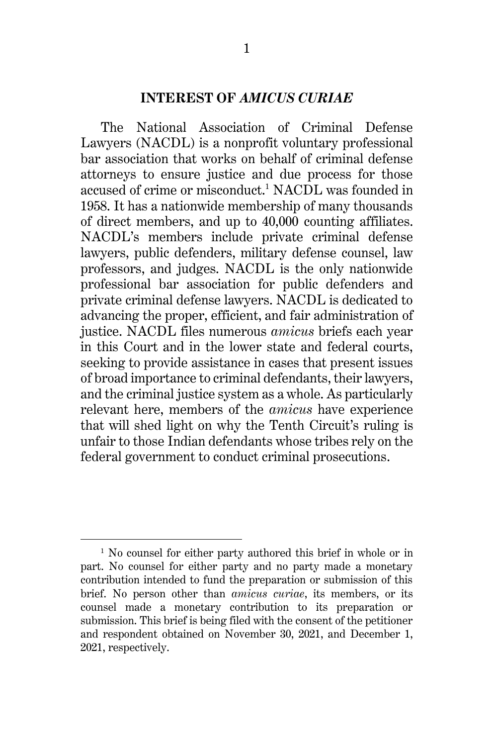## INTEREST OF *AMICUS CURIAE*

The National Association of Criminal Defense Lawyers (NACDL) is a nonprofit voluntary professional bar association that works on behalf of criminal defense attorneys to ensure justice and due process for those accused of crime or misconduct.[1] NACDL was founded in 1958. It has a nationwide membership of many thousands of direct members, and up to 40,000 counting affiliates. NACDL's members include private criminal defense lawyers, public defenders, military defense counsel, law professors, and judges. NACDL is the only nationwide professional bar association for public defenders and private criminal defense lawyers. NACDL is dedicated to advancing the proper, efficient, and fair administration of justice. NACDL files numerous *amicus* briefs each year in this Court and in the lower state and federal courts, seeking to provide assistance in cases that present issues of broad importance to criminal defendants, their lawyers, and the criminal justice system as a whole. As particularly relevant here, members of the *amicus* have experience that will shed light on why the Tenth Circuit's ruling is unfair to those Indian defendants whose tribes rely on the federal government to conduct criminal prosecutions.

---

[1] No counsel for either party authored this brief in whole or in part. No counsel for either party and no party made a monetary contribution intended to fund the preparation or submission of this brief. No person other than *amicus curiae*, its members, or its counsel made a monetary contribution to its preparation or submission. This brief is being filed with the consent of the petitioner and respondent obtained on November 30, 2021, and December 1, 2021, respectively.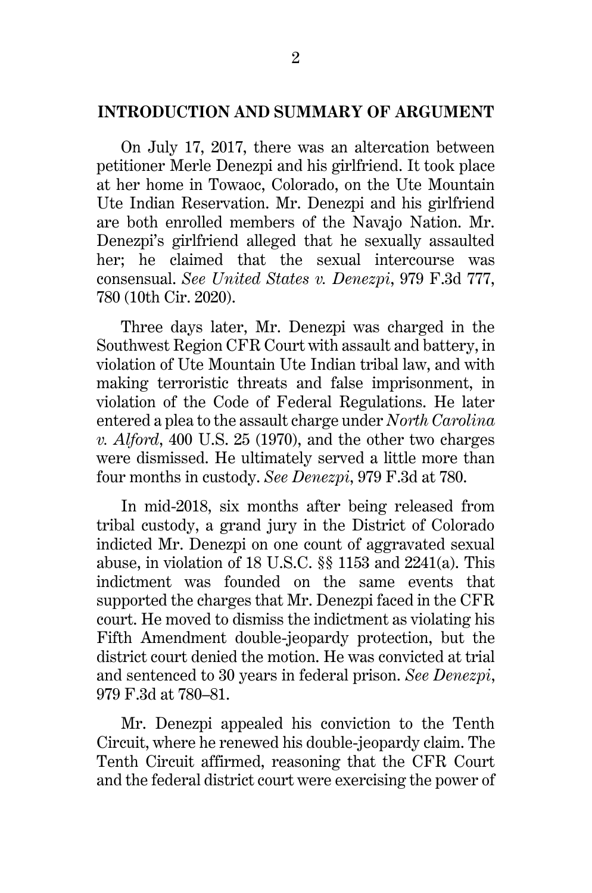## INTRODUCTION AND SUMMARY OF ARGUMENT

On July 17, 2017, there was an altercation between petitioner Merle Denezpi and his girlfriend. It took place at her home in Towaoc, Colorado, on the Ute Mountain Ute Indian Reservation. Mr. Denezpi and his girlfriend are both enrolled members of the Navajo Nation. Mr. Denezpi's girlfriend alleged that he sexually assaulted her; he claimed that the sexual intercourse was consensual. *See United States v. Denezpi*, 979 F.3d 777, 780 (10th Cir. 2020).

Three days later, Mr. Denezpi was charged in the Southwest Region CFR Court with assault and battery, in violation of Ute Mountain Ute Indian tribal law, and with making terroristic threats and false imprisonment, in violation of the Code of Federal Regulations. He later entered a plea to the assault charge under *North Carolina v. Alford*, 400 U.S. 25 (1970), and the other two charges were dismissed. He ultimately served a little more than four months in custody. *See Denezpi*, 979 F.3d at 780.

In mid-2018, six months after being released from tribal custody, a grand jury in the District of Colorado indicted Mr. Denezpi on one count of aggravated sexual abuse, in violation of 18 U.S.C. §§ 1153 and 2241(a). This indictment was founded on the same events that supported the charges that Mr. Denezpi faced in the CFR court. He moved to dismiss the indictment as violating his Fifth Amendment double-jeopardy protection, but the district court denied the motion. He was convicted at trial and sentenced to 30 years in federal prison. *See Denezpi*, 979 F.3d at 780–81.

Mr. Denezpi appealed his conviction to the Tenth Circuit, where he renewed his double-jeopardy claim. The Tenth Circuit affirmed, reasoning that the CFR Court and the federal district court were exercising the power of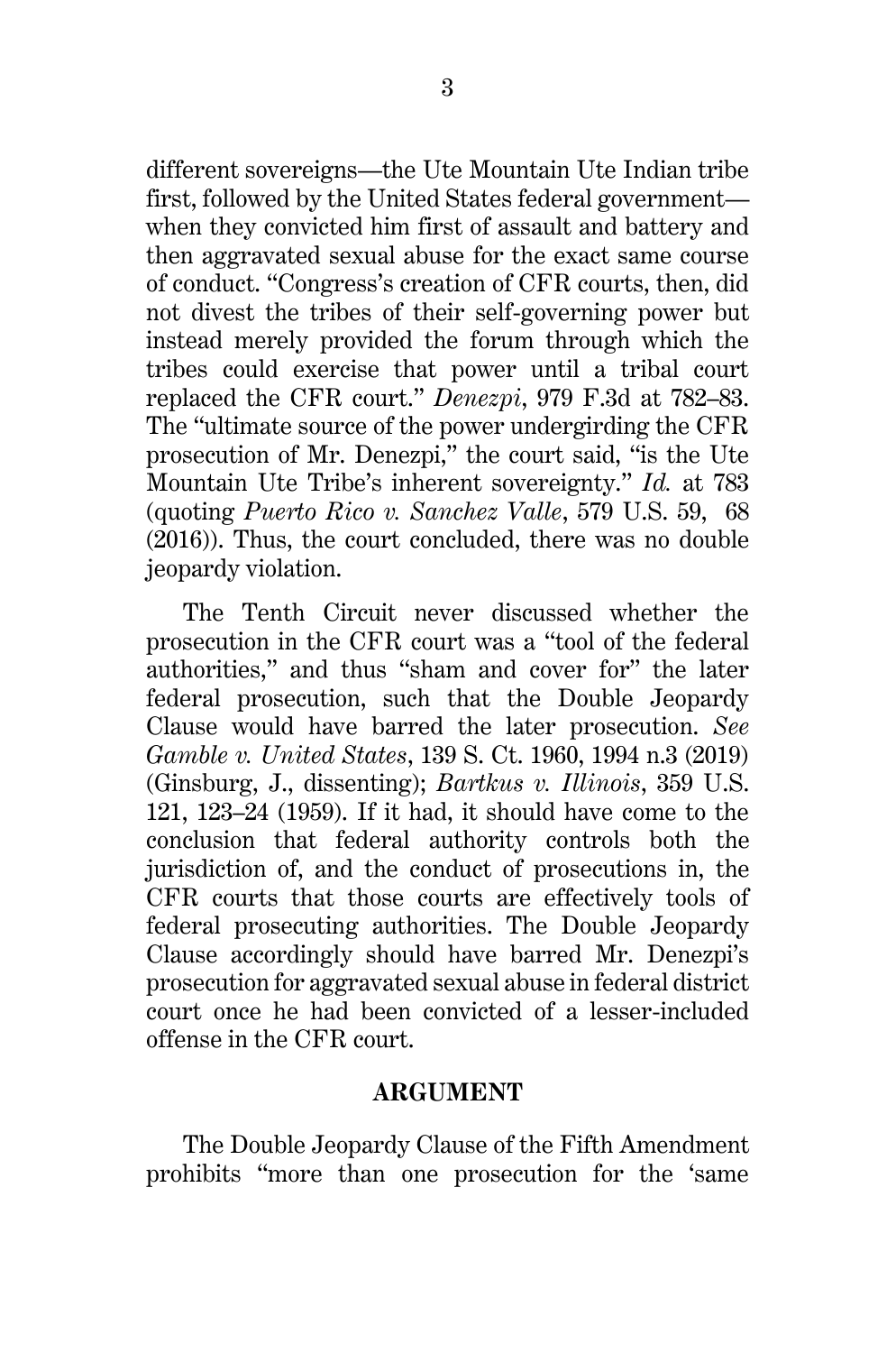different sovereigns—the Ute Mountain Ute Indian tribe first, followed by the United States federal government—when they convicted him first of assault and battery and then aggravated sexual abuse for the exact same course of conduct. "Congress's creation of CFR courts, then, did not divest the tribes of their self-governing power but instead merely provided the forum through which the tribes could exercise that power until a tribal court replaced the CFR court." *Denezpi*, 979 F.3d at 782–83. The "ultimate source of the power undergirding the CFR prosecution of Mr. Denezpi," the court said, "is the Ute Mountain Ute Tribe's inherent sovereignty." *Id.* at 783 (quoting *Puerto Rico v. Sanchez Valle*, 579 U.S. 59, 68 (2016)). Thus, the court concluded, there was no double jeopardy violation.

The Tenth Circuit never discussed whether the prosecution in the CFR court was a "tool of the federal authorities," and thus "sham and cover for" the later federal prosecution, such that the Double Jeopardy Clause would have barred the later prosecution. *See Gamble v. United States*, 139 S. Ct. 1960, 1994 n.3 (2019) (Ginsburg, J., dissenting); *Bartkus v. Illinois*, 359 U.S. 121, 123–24 (1959). If it had, it should have come to the conclusion that federal authority controls both the jurisdiction of, and the conduct of prosecutions in, the CFR courts that those courts are effectively tools of federal prosecuting authorities. The Double Jeopardy Clause accordingly should have barred Mr. Denezpi's prosecution for aggravated sexual abuse in federal district court once he had been convicted of a lesser-included offense in the CFR court.

## ARGUMENT

The Double Jeopardy Clause of the Fifth Amendment prohibits "more than one prosecution for the 'same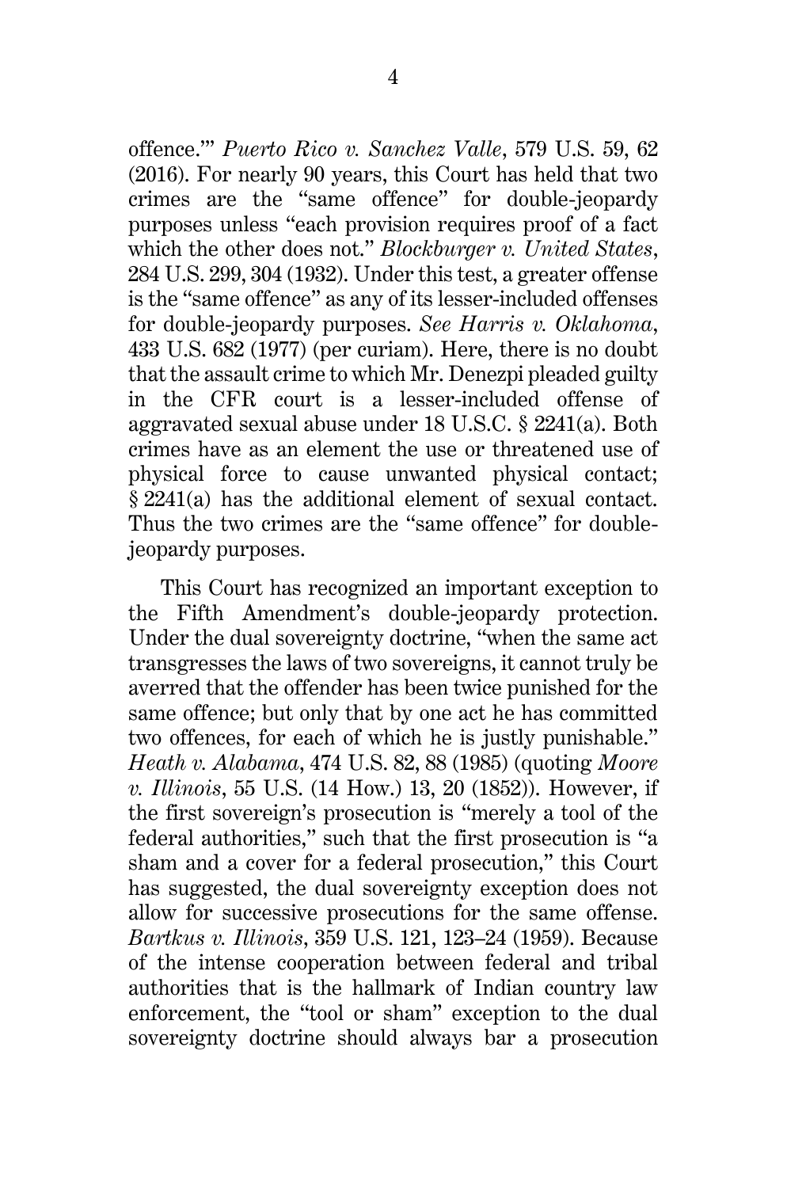offence.'" *Puerto Rico v. Sanchez Valle*, 579 U.S. 59, 62 (2016). For nearly 90 years, this Court has held that two crimes are the "same offence" for double-jeopardy purposes unless "each provision requires proof of a fact which the other does not." *Blockburger v. United States*, 284 U.S. 299, 304 (1932). Under this test, a greater offense is the "same offence" as any of its lesser-included offenses for double-jeopardy purposes. *See Harris v. Oklahoma*, 433 U.S. 682 (1977) (per curiam). Here, there is no doubt that the assault crime to which Mr. Denezpi pleaded guilty in the CFR court is a lesser-included offense of aggravated sexual abuse under 18 U.S.C. § 2241(a). Both crimes have as an element the use or threatened use of physical force to cause unwanted physical contact; § 2241(a) has the additional element of sexual contact. Thus the two crimes are the "same offence" for double-jeopardy purposes.

This Court has recognized an important exception to the Fifth Amendment's double-jeopardy protection. Under the dual sovereignty doctrine, "when the same act transgresses the laws of two sovereigns, it cannot truly be averred that the offender has been twice punished for the same offence; but only that by one act he has committed two offences, for each of which he is justly punishable." *Heath v. Alabama*, 474 U.S. 82, 88 (1985) (quoting *Moore v. Illinois*, 55 U.S. (14 How.) 13, 20 (1852)). However, if the first sovereign's prosecution is "merely a tool of the federal authorities," such that the first prosecution is "a sham and a cover for a federal prosecution," this Court has suggested, the dual sovereignty exception does not allow for successive prosecutions for the same offense. *Bartkus v. Illinois*, 359 U.S. 121, 123–24 (1959). Because of the intense cooperation between federal and tribal authorities that is the hallmark of Indian country law enforcement, the "tool or sham" exception to the dual sovereignty doctrine should always bar a prosecution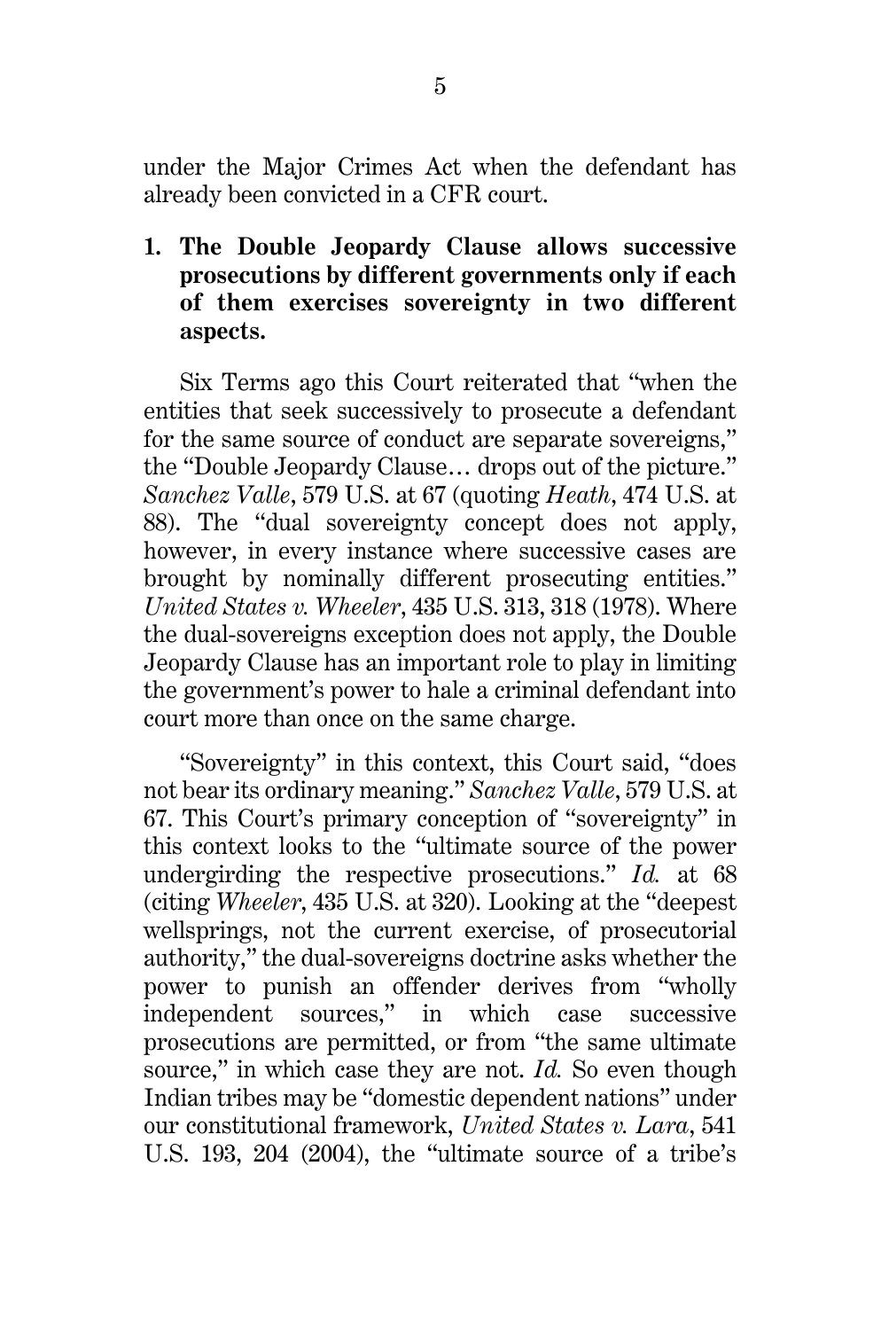under the Major Crimes Act when the defendant has already been convicted in a CFR court.

**1. The Double Jeopardy Clause allows successive prosecutions by different governments only if each of them exercises sovereignty in two different aspects.**

Six Terms ago this Court reiterated that "when the entities that seek successively to prosecute a defendant for the same source of conduct are separate sovereigns," the "Double Jeopardy Clause… drops out of the picture." *Sanchez Valle*, 579 U.S. at 67 (quoting *Heath*, 474 U.S. at 88). The "dual sovereignty concept does not apply, however, in every instance where successive cases are brought by nominally different prosecuting entities." *United States v. Wheeler*, 435 U.S. 313, 318 (1978). Where the dual-sovereigns exception does not apply, the Double Jeopardy Clause has an important role to play in limiting the government's power to hale a criminal defendant into court more than once on the same charge.

"Sovereignty" in this context, this Court said, "does not bear its ordinary meaning." *Sanchez Valle*, 579 U.S. at 67. This Court's primary conception of "sovereignty" in this context looks to the "ultimate source of the power undergirding the respective prosecutions." *Id.* at 68 (citing *Wheeler*, 435 U.S. at 320). Looking at the "deepest wellsprings, not the current exercise, of prosecutorial authority," the dual-sovereigns doctrine asks whether the power to punish an offender derives from "wholly independent sources," in which case successive prosecutions are permitted, or from "the same ultimate source," in which case they are not. *Id.* So even though Indian tribes may be "domestic dependent nations" under our constitutional framework, *United States v. Lara*, 541 U.S. 193, 204 (2004), the "ultimate source of a tribe's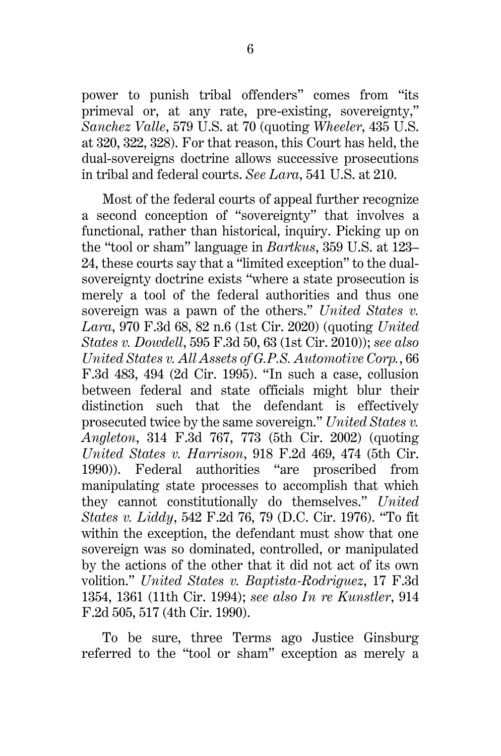power to punish tribal offenders" comes from "its primeval or, at any rate, pre-existing, sovereignty," *Sanchez Valle*, 579 U.S. at 70 (quoting *Wheeler*, 435 U.S. at 320, 322, 328). For that reason, this Court has held, the dual-sovereigns doctrine allows successive prosecutions in tribal and federal courts. *See Lara*, 541 U.S. at 210.

Most of the federal courts of appeal further recognize a second conception of "sovereignty" that involves a functional, rather than historical, inquiry. Picking up on the "tool or sham" language in *Bartkus*, 359 U.S. at 123–24, these courts say that a "limited exception" to the dual-sovereignty doctrine exists "where a state prosecution is merely a tool of the federal authorities and thus one sovereign was a pawn of the others." *United States v. Lara*, 970 F.3d 68, 82 n.6 (1st Cir. 2020) (quoting *United States v. Dowdell*, 595 F.3d 50, 63 (1st Cir. 2010)); *see also United States v. All Assets of G.P.S. Automotive Corp.*, 66 F.3d 483, 494 (2d Cir. 1995). "In such a case, collusion between federal and state officials might blur their distinction such that the defendant is effectively prosecuted twice by the same sovereign." *United States v. Angleton*, 314 F.3d 767, 773 (5th Cir. 2002) (quoting *United States v. Harrison*, 918 F.2d 469, 474 (5th Cir. 1990)). Federal authorities "are proscribed from manipulating state processes to accomplish that which they cannot constitutionally do themselves." *United States v. Liddy*, 542 F.2d 76, 79 (D.C. Cir. 1976). "To fit within the exception, the defendant must show that one sovereign was so dominated, controlled, or manipulated by the actions of the other that it did not act of its own volition." *United States v. Baptista-Rodriguez*, 17 F.3d 1354, 1361 (11th Cir. 1994); *see also In re Kunstler*, 914 F.2d 505, 517 (4th Cir. 1990).

To be sure, three Terms ago Justice Ginsburg referred to the "tool or sham" exception as merely a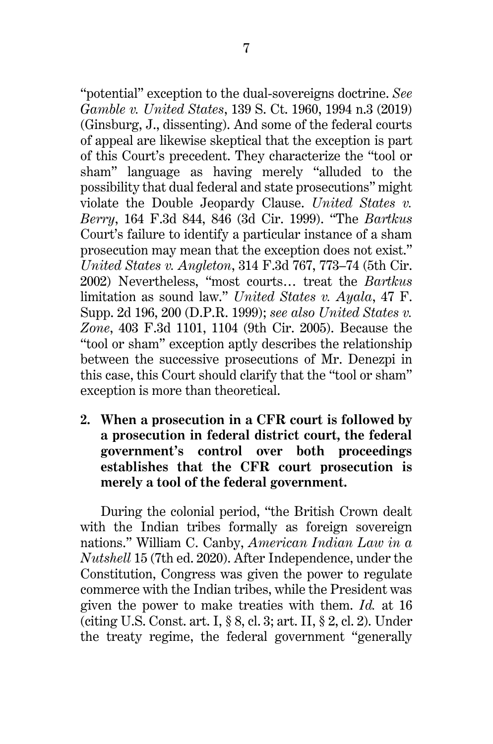"potential" exception to the dual-sovereigns doctrine. *See Gamble v. United States*, 139 S. Ct. 1960, 1994 n.3 (2019) (Ginsburg, J., dissenting). And some of the federal courts of appeal are likewise skeptical that the exception is part of this Court's precedent. They characterize the "tool or sham" language as having merely "alluded to the possibility that dual federal and state prosecutions" might violate the Double Jeopardy Clause. *United States v. Berry*, 164 F.3d 844, 846 (3d Cir. 1999). "The *Bartkus* Court's failure to identify a particular instance of a sham prosecution may mean that the exception does not exist." *United States v. Angleton*, 314 F.3d 767, 773–74 (5th Cir. 2002) Nevertheless, "most courts… treat the *Bartkus* limitation as sound law." *United States v. Ayala*, 47 F. Supp. 2d 196, 200 (D.P.R. 1999); *see also United States v. Zone*, 403 F.3d 1101, 1104 (9th Cir. 2005). Because the "tool or sham" exception aptly describes the relationship between the successive prosecutions of Mr. Denezpi in this case, this Court should clarify that the "tool or sham" exception is more than theoretical.

**2. When a prosecution in a CFR court is followed by a prosecution in federal district court, the federal government's control over both proceedings establishes that the CFR court prosecution is merely a tool of the federal government.**

During the colonial period, "the British Crown dealt with the Indian tribes formally as foreign sovereign nations." William C. Canby, *American Indian Law in a Nutshell* 15 (7th ed. 2020). After Independence, under the Constitution, Congress was given the power to regulate commerce with the Indian tribes, while the President was given the power to make treaties with them. *Id.* at 16 (citing U.S. Const. art. I, § 8, cl. 3; art. II, § 2, cl. 2). Under the treaty regime, the federal government "generally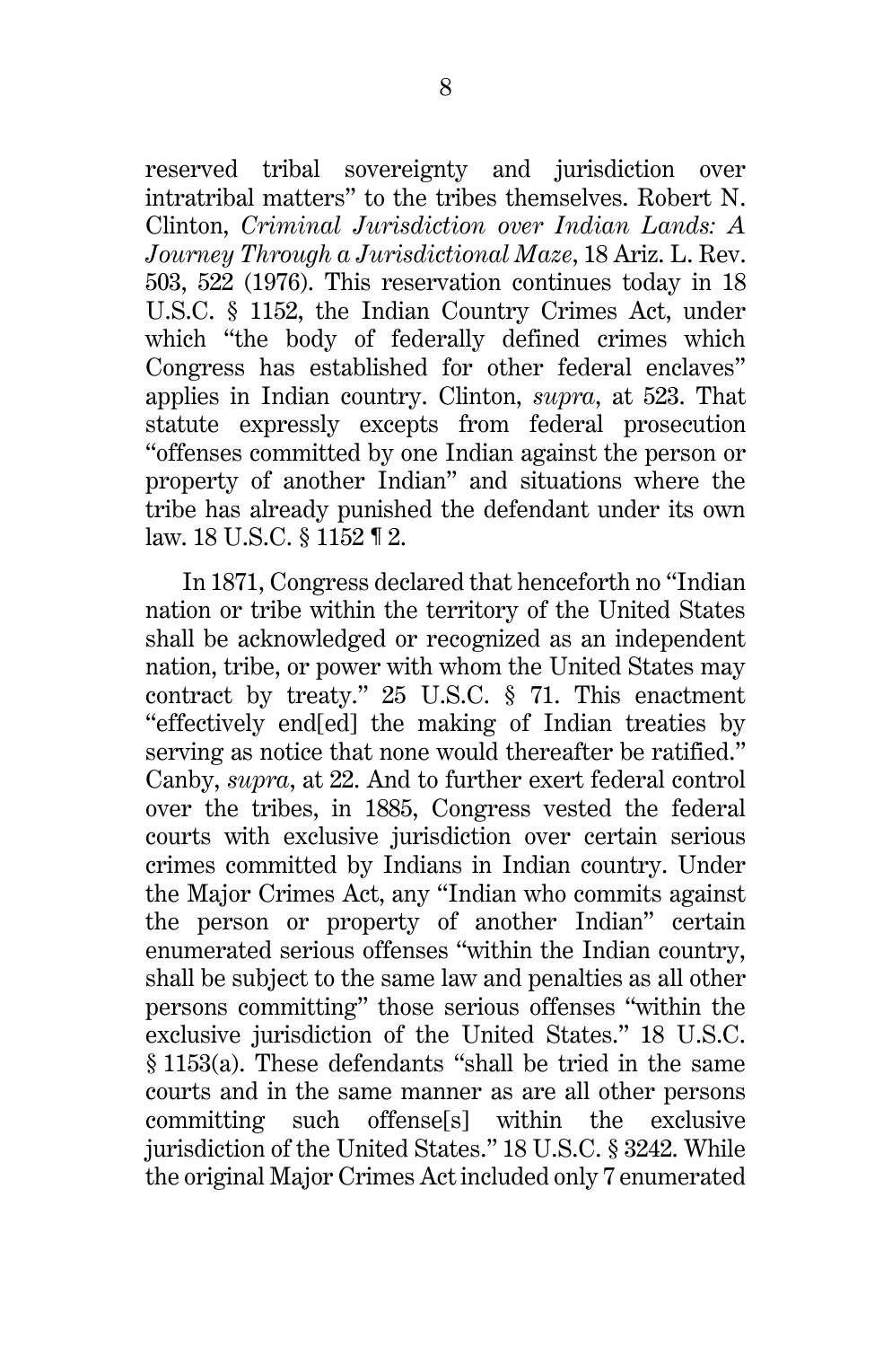reserved tribal sovereignty and jurisdiction over intratribal matters" to the tribes themselves. Robert N. Clinton, *Criminal Jurisdiction over Indian Lands: A Journey Through a Jurisdictional Maze*, 18 Ariz. L. Rev. 503, 522 (1976). This reservation continues today in 18 U.S.C. § 1152, the Indian Country Crimes Act, under which "the body of federally defined crimes which Congress has established for other federal enclaves" applies in Indian country. Clinton, *supra*, at 523. That statute expressly excepts from federal prosecution "offenses committed by one Indian against the person or property of another Indian" and situations where the tribe has already punished the defendant under its own law. 18 U.S.C. § 1152 ¶ 2.

In 1871, Congress declared that henceforth no "Indian nation or tribe within the territory of the United States shall be acknowledged or recognized as an independent nation, tribe, or power with whom the United States may contract by treaty." 25 U.S.C. § 71. This enactment "effectively end[ed] the making of Indian treaties by serving as notice that none would thereafter be ratified." Canby, *supra*, at 22. And to further exert federal control over the tribes, in 1885, Congress vested the federal courts with exclusive jurisdiction over certain serious crimes committed by Indians in Indian country. Under the Major Crimes Act, any "Indian who commits against the person or property of another Indian" certain enumerated serious offenses "within the Indian country, shall be subject to the same law and penalties as all other persons committing" those serious offenses "within the exclusive jurisdiction of the United States." 18 U.S.C. § 1153(a). These defendants "shall be tried in the same courts and in the same manner as are all other persons committing such offense[s] within the exclusive jurisdiction of the United States." 18 U.S.C. § 3242. While the original Major Crimes Act included only 7 enumerated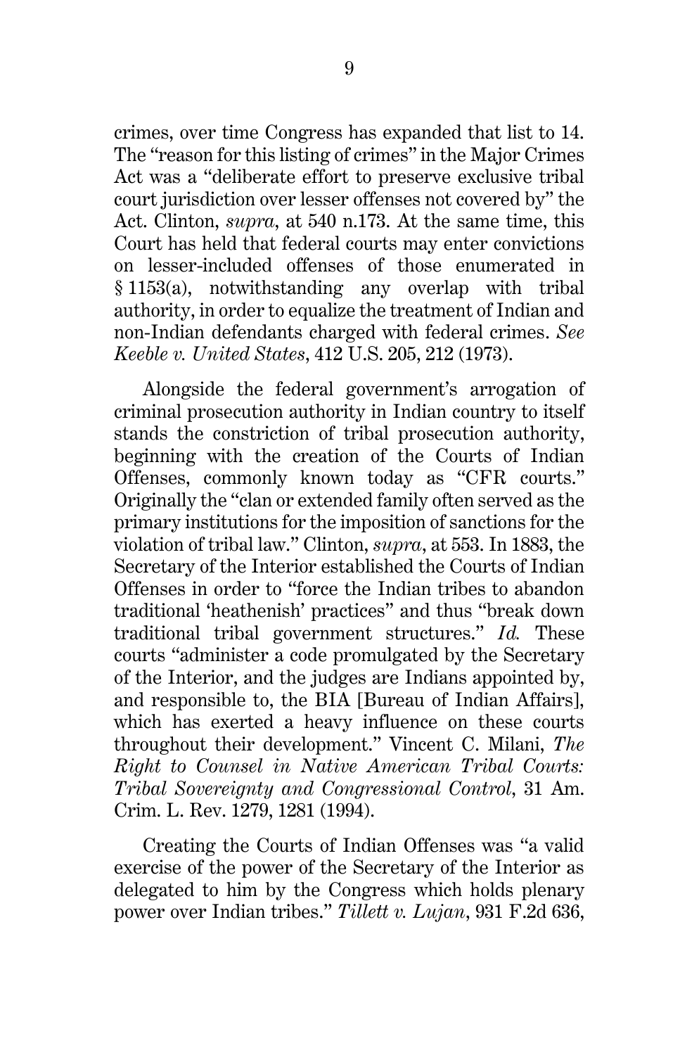crimes, over time Congress has expanded that list to 14. The "reason for this listing of crimes" in the Major Crimes Act was a "deliberate effort to preserve exclusive tribal court jurisdiction over lesser offenses not covered by" the Act. Clinton, *supra*, at 540 n.173. At the same time, this Court has held that federal courts may enter convictions on lesser-included offenses of those enumerated in § 1153(a), notwithstanding any overlap with tribal authority, in order to equalize the treatment of Indian and non-Indian defendants charged with federal crimes. *See Keeble v. United States*, 412 U.S. 205, 212 (1973).

Alongside the federal government's arrogation of criminal prosecution authority in Indian country to itself stands the constriction of tribal prosecution authority, beginning with the creation of the Courts of Indian Offenses, commonly known today as "CFR courts." Originally the "clan or extended family often served as the primary institutions for the imposition of sanctions for the violation of tribal law." Clinton, *supra*, at 553. In 1883, the Secretary of the Interior established the Courts of Indian Offenses in order to "force the Indian tribes to abandon traditional 'heathenish' practices" and thus "break down traditional tribal government structures." *Id.* These courts "administer a code promulgated by the Secretary of the Interior, and the judges are Indians appointed by, and responsible to, the BIA [Bureau of Indian Affairs], which has exerted a heavy influence on these courts throughout their development." Vincent C. Milani, *The Right to Counsel in Native American Tribal Courts: Tribal Sovereignty and Congressional Control*, 31 Am. Crim. L. Rev. 1279, 1281 (1994).

Creating the Courts of Indian Offenses was "a valid exercise of the power of the Secretary of the Interior as delegated to him by the Congress which holds plenary power over Indian tribes." *Tillett v. Lujan*, 931 F.2d 636,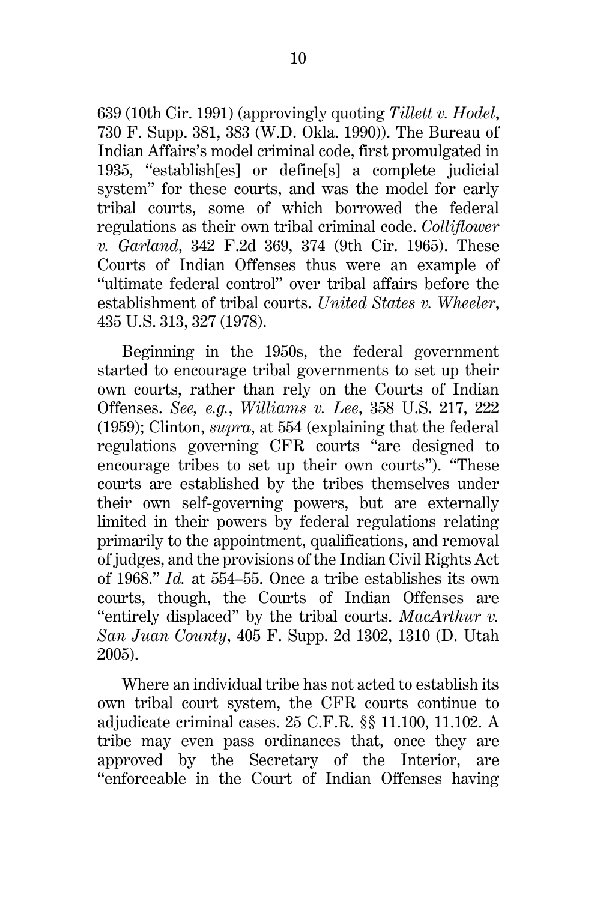639 (10th Cir. 1991) (approvingly quoting *Tillett v. Hodel*, 730 F. Supp. 381, 383 (W.D. Okla. 1990)). The Bureau of Indian Affairs's model criminal code, first promulgated in 1935, "establish[es] or define[s] a complete judicial system" for these courts, and was the model for early tribal courts, some of which borrowed the federal regulations as their own tribal criminal code. *Colliflower v. Garland*, 342 F.2d 369, 374 (9th Cir. 1965). These Courts of Indian Offenses thus were an example of "ultimate federal control" over tribal affairs before the establishment of tribal courts. *United States v. Wheeler*, 435 U.S. 313, 327 (1978).

Beginning in the 1950s, the federal government started to encourage tribal governments to set up their own courts, rather than rely on the Courts of Indian Offenses. *See, e.g.*, *Williams v. Lee*, 358 U.S. 217, 222 (1959); Clinton, *supra*, at 554 (explaining that the federal regulations governing CFR courts "are designed to encourage tribes to set up their own courts"). "These courts are established by the tribes themselves under their own self-governing powers, but are externally limited in their powers by federal regulations relating primarily to the appointment, qualifications, and removal of judges, and the provisions of the Indian Civil Rights Act of 1968." *Id.* at 554–55. Once a tribe establishes its own courts, though, the Courts of Indian Offenses are "entirely displaced" by the tribal courts. *MacArthur v. San Juan County*, 405 F. Supp. 2d 1302, 1310 (D. Utah 2005).

Where an individual tribe has not acted to establish its own tribal court system, the CFR courts continue to adjudicate criminal cases. 25 C.F.R. §§ 11.100, 11.102. A tribe may even pass ordinances that, once they are approved by the Secretary of the Interior, are "enforceable in the Court of Indian Offenses having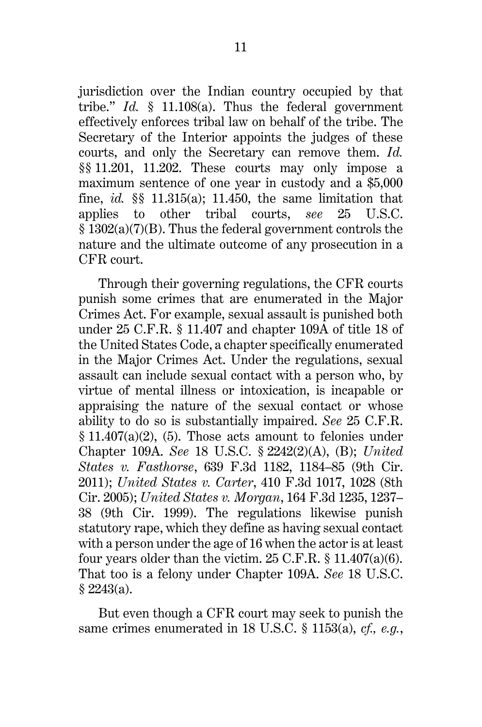jurisdiction over the Indian country occupied by that tribe." *Id.* § 11.108(a). Thus the federal government effectively enforces tribal law on behalf of the tribe. The Secretary of the Interior appoints the judges of these courts, and only the Secretary can remove them. *Id.* §§ 11.201, 11.202. These courts may only impose a maximum sentence of one year in custody and a $5,000 fine, *id.* §§ 11.315(a); 11.450, the same limitation that applies to other tribal courts, *see* 25 U.S.C. § 1302(a)(7)(B). Thus the federal government controls the nature and the ultimate outcome of any prosecution in a CFR court.

Through their governing regulations, the CFR courts punish some crimes that are enumerated in the Major Crimes Act. For example, sexual assault is punished both under 25 C.F.R. § 11.407 and chapter 109A of title 18 of the United States Code, a chapter specifically enumerated in the Major Crimes Act. Under the regulations, sexual assault can include sexual contact with a person who, by virtue of mental illness or intoxication, is incapable or appraising the nature of the sexual contact or whose ability to do so is substantially impaired. *See* 25 C.F.R. § 11.407(a)(2), (5). Those acts amount to felonies under Chapter 109A. *See* 18 U.S.C. § 2242(2)(A), (B); *United States v. Fasthorse*, 639 F.3d 1182, 1184–85 (9th Cir. 2011); *United States v. Carter*, 410 F.3d 1017, 1028 (8th Cir. 2005); *United States v. Morgan*, 164 F.3d 1235, 1237–38 (9th Cir. 1999). The regulations likewise punish statutory rape, which they define as having sexual contact with a person under the age of 16 when the actor is at least four years older than the victim. 25 C.F.R. § 11.407(a)(6). That too is a felony under Chapter 109A. *See* 18 U.S.C. § 2243(a).

But even though a CFR court may seek to punish the same crimes enumerated in 18 U.S.C. § 1153(a), *cf., e.g.*,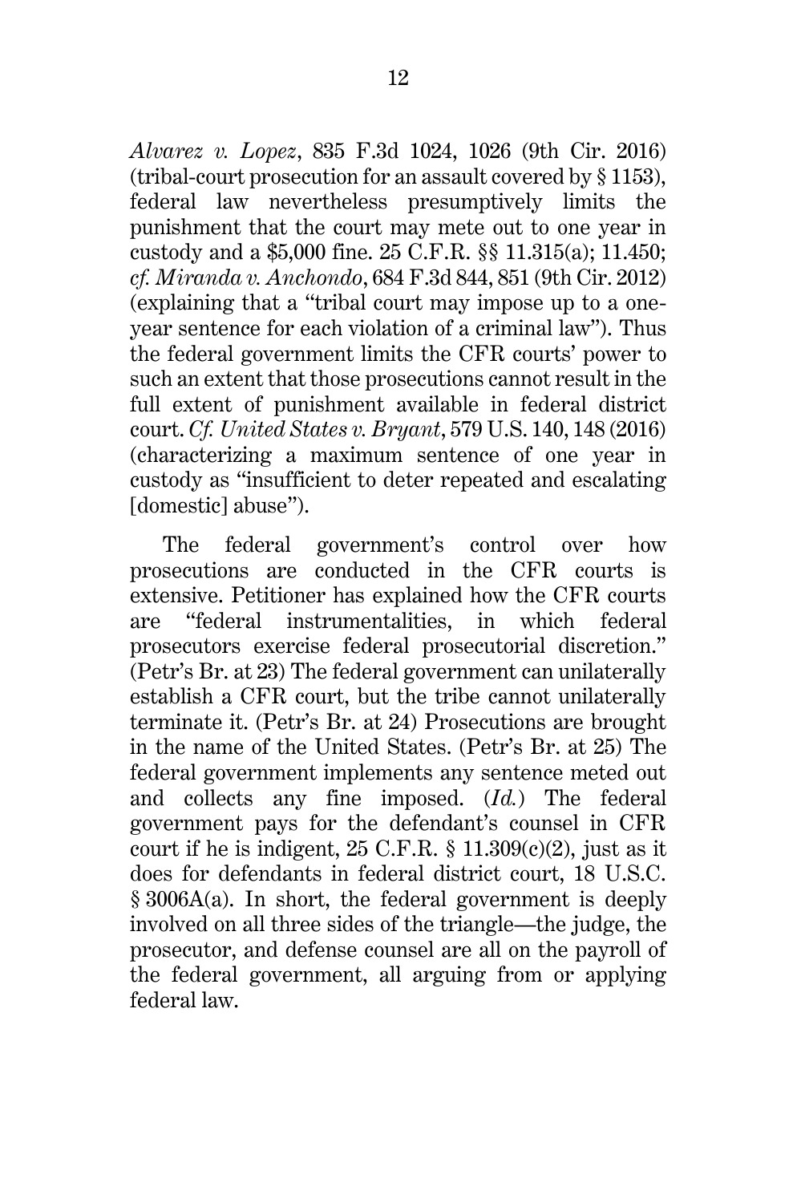*Alvarez v. Lopez*, 835 F.3d 1024, 1026 (9th Cir. 2016) (tribal-court prosecution for an assault covered by § 1153), federal law nevertheless presumptively limits the punishment that the court may mete out to one year in custody and a $5,000 fine. 25 C.F.R. §§ 11.315(a); 11.450; *cf. Miranda v. Anchondo*, 684 F.3d 844, 851 (9th Cir. 2012) (explaining that a "tribal court may impose up to a one-year sentence for each violation of a criminal law"). Thus the federal government limits the CFR courts' power to such an extent that those prosecutions cannot result in the full extent of punishment available in federal district court. *Cf. United States v. Bryant*, 579 U.S. 140, 148 (2016) (characterizing a maximum sentence of one year in custody as "insufficient to deter repeated and escalating [domestic] abuse").

The federal government's control over how prosecutions are conducted in the CFR courts is extensive. Petitioner has explained how the CFR courts are "federal instrumentalities, in which federal prosecutors exercise federal prosecutorial discretion." (Petr's Br. at 23) The federal government can unilaterally establish a CFR court, but the tribe cannot unilaterally terminate it. (Petr's Br. at 24) Prosecutions are brought in the name of the United States. (Petr's Br. at 25) The federal government implements any sentence meted out and collects any fine imposed. (*Id.*) The federal government pays for the defendant's counsel in CFR court if he is indigent, 25 C.F.R. § 11.309(c)(2), just as it does for defendants in federal district court, 18 U.S.C. § 3006A(a). In short, the federal government is deeply involved on all three sides of the triangle—the judge, the prosecutor, and defense counsel are all on the payroll of the federal government, all arguing from or applying federal law.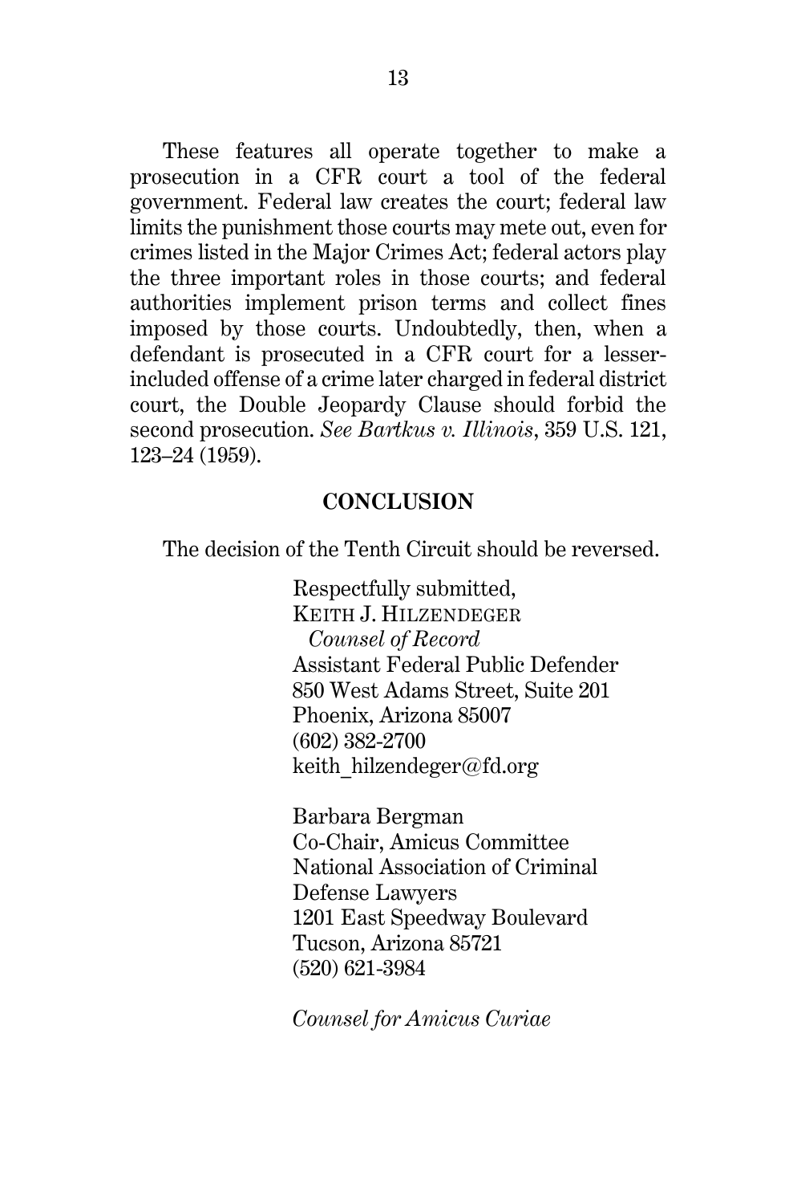These features all operate together to make a prosecution in a CFR court a tool of the federal government. Federal law creates the court; federal law limits the punishment those courts may mete out, even for crimes listed in the Major Crimes Act; federal actors play the three important roles in those courts; and federal authorities implement prison terms and collect fines imposed by those courts. Undoubtedly, then, when a defendant is prosecuted in a CFR court for a lesser-included offense of a crime later charged in federal district court, the Double Jeopardy Clause should forbid the second prosecution. *See Bartkus v. Illinois*, 359 U.S. 121, 123–24 (1959).

## CONCLUSION

The decision of the Tenth Circuit should be reversed.

Respectfully submitted,
KEITH J. HILZENDEGER
*Counsel of Record*
Assistant Federal Public Defender
850 West Adams Street, Suite 201
Phoenix, Arizona 85007
(602) 382-2700
keith_hilzendeger@fd.org

Barbara Bergman
Co-Chair, Amicus Committee
National Association of Criminal Defense Lawyers
1201 East Speedway Boulevard
Tucson, Arizona 85721
(520) 621-3984

*Counsel for Amicus Curiae*